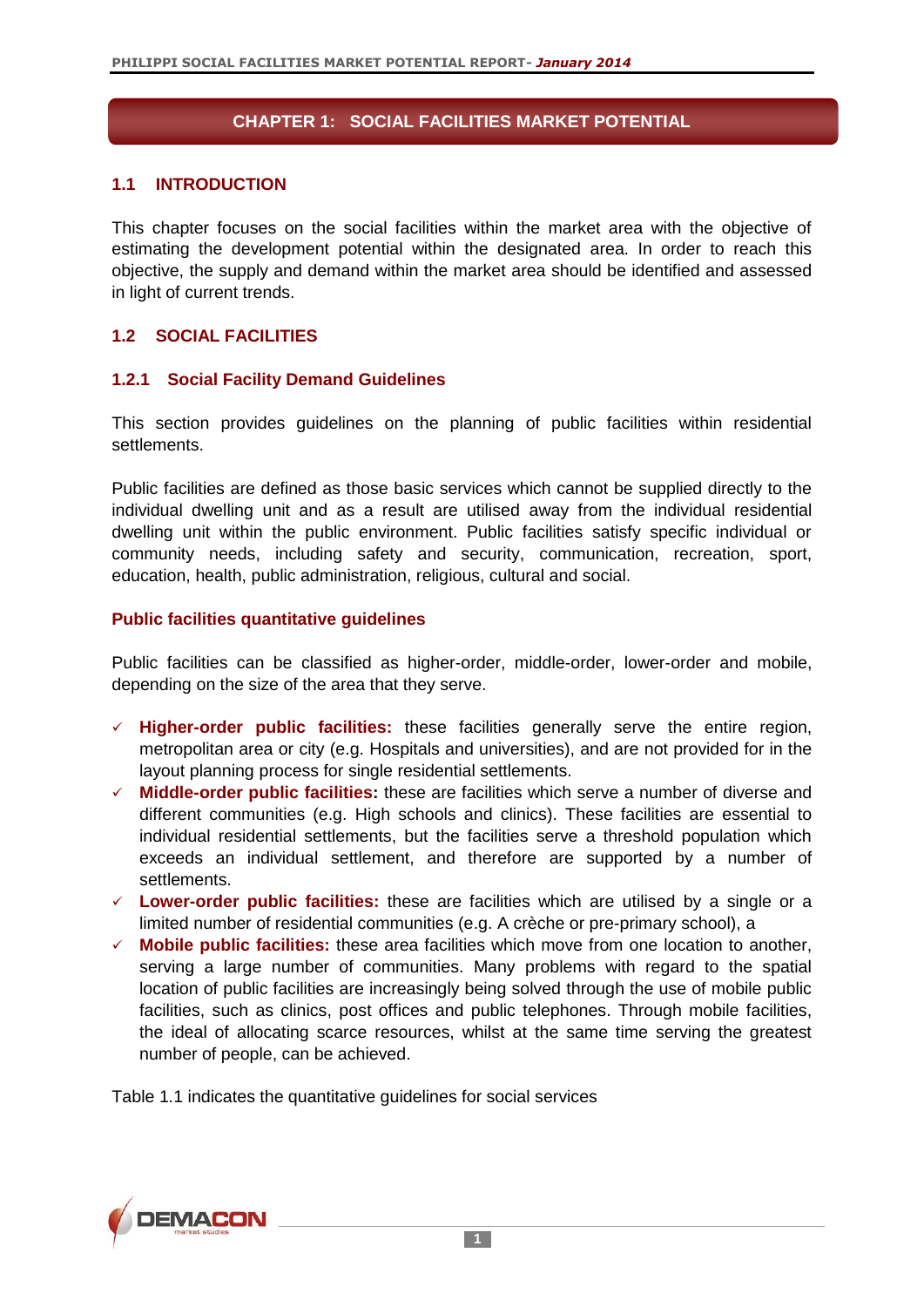## CHAPTER 1: SOCIAL FACILITIES MARKET POTENTIAL

### 1.1 INTRODUCTION

This chapter focuses on the social facilities within the market area with the objective of estimating the development potential within the designated area. In order to reach this objective, the supply and demand within the market area should be identified and assessed in light of current trends.

### 1.2 SOCIAL FACILITIES

#### 1.2.1 Social Facility Demand Guidelines

This section provides guidelines on the planning of public facilities within residential settlements.

Public facilities are defined as those basic services which cannot be supplied directly to the individual dwelling unit and as a result are utilised away from the individual residential dwelling unit within the public environment. Public facilities satisfy specific individual or community needs, including safety and security, communication, recreation, sport, education, health, public administration, religious, cultural and social.

**Public facilities quantitative guidelines**

Public facilities can be classified as higher-order, middle-order, lower-order and mobile, depending on the size of the area that they serve.

- ✓ **Higher-order public facilities:** these facilities generally serve the entire region, metropolitan area or city (e.g. Hospitals and universities), and are not provided for in the layout planning process for single residential settlements.
- ✓ **Middle-order public facilities:** these are facilities which serve a number of diverse and different communities (e.g. High schools and clinics). These facilities are essential to individual residential settlements, but the facilities serve a threshold population which exceeds an individual settlement, and therefore are supported by a number of settlements.
- ✓ **Lower-order public facilities:** these are facilities which are utilised by a single or a limited number of residential communities (e.g. A crèche or pre-primary school), a
- ✓ **Mobile public facilities:** these area facilities which move from one location to another, serving a large number of communities. Many problems with regard to the spatial location of public facilities are increasingly being solved through the use of mobile public facilities, such as clinics, post offices and public telephones. Through mobile facilities, the ideal of allocating scarce resources, whilst at the same time serving the greatest number of people, can be achieved.

Table 1.1 indicates the quantitative guidelines for social services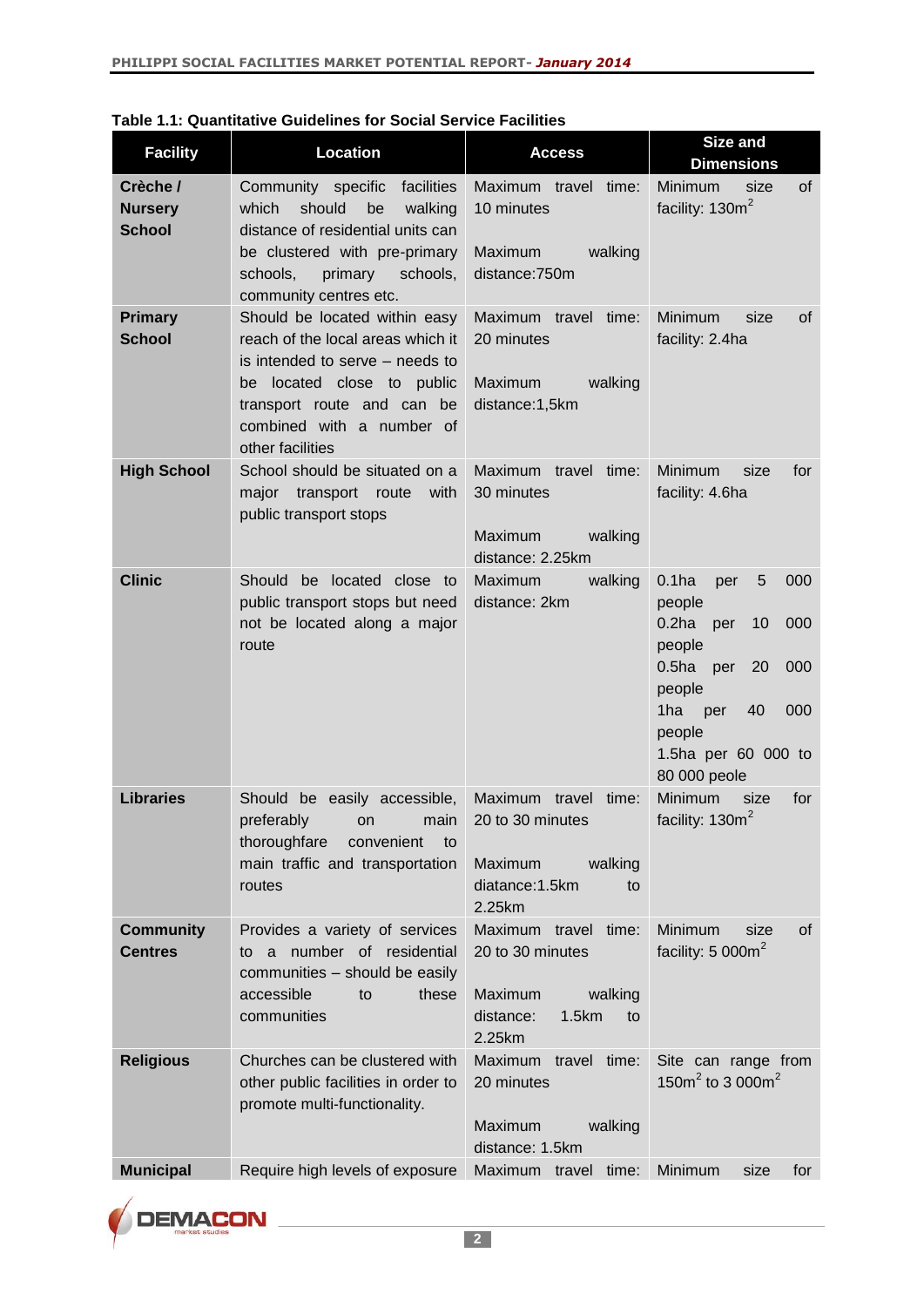**Table 1.1: Quantitative Guidelines for Social Service Facilities**

| Facility | Location | Access | Size and Dimensions |
|---|---|---|---|
| **Crèche / Nursery School** | Community specific facilities which should be walking distance of residential units can be clustered with pre-primary schools, primary schools, community centres etc. | Maximum travel time: 10 minutes<br><br>Maximum walking distance:750m | Minimum size of facility: 130m$^2$ |
| **Primary School** | Should be located within easy reach of the local areas which it is intended to serve – needs to be located close to public transport route and can be combined with a number of other facilities | Maximum travel time: 20 minutes<br><br>Maximum walking distance:1,5km | Minimum size of facility: 2.4ha |
| **High School** | School should be situated on a major transport route with public transport stops | Maximum travel time: 30 minutes<br><br>Maximum walking distance: 2.25km | Minimum size for facility: 4.6ha |
| **Clinic** | Should be located close to public transport stops but need not be located along a major route | Maximum walking distance: 2km | 0.1ha per 5 000 people<br>0.2ha per 10 000 people<br>0.5ha per 20 000 people<br>1ha per 40 000 people<br>1.5ha per 60 000 to 80 000 peole |
| **Libraries** | Should be easily accessible, preferably on main thoroughfare convenient to main traffic and transportation routes | Maximum travel time: 20 to 30 minutes<br><br>Maximum walking diatance:1.5km to 2.25km | Minimum size for facility: 130m$^2$ |
| **Community Centres** | Provides a variety of services to a number of residential communities – should be easily accessible to these communities | Maximum travel time: 20 to 30 minutes<br><br>Maximum walking distance: 1.5km to 2.25km | Minimum size of facility: 5 000m$^2$ |
| **Religious** | Churches can be clustered with other public facilities in order to promote multi-functionality. | Maximum travel time: 20 minutes<br><br>Maximum walking distance: 1.5km | Site can range from 150m$^2$ to 3 000m$^2$ |
| **Municipal** | Require high levels of exposure | Maximum travel time: | Minimum size for |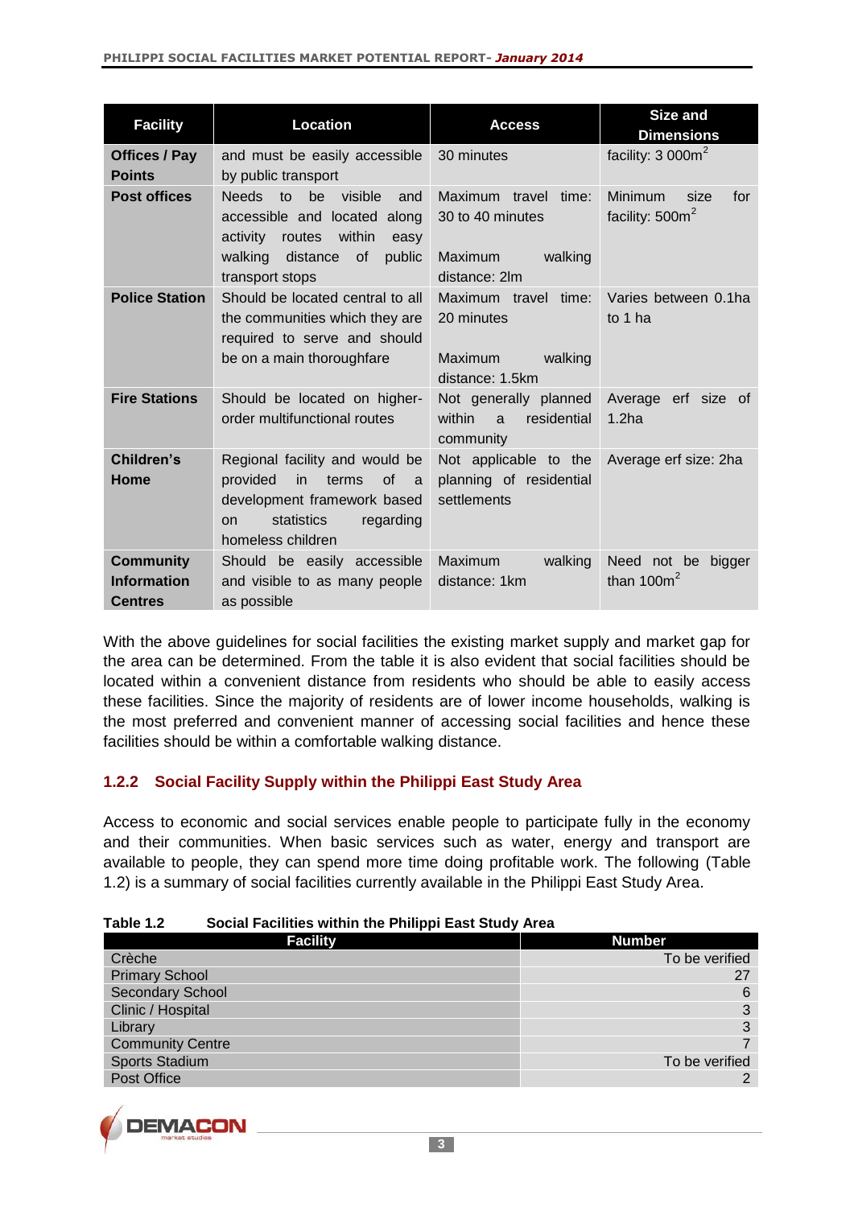| Facility | Location | Access | Size and Dimensions |
|---|---|---|---|
| **Offices / Pay Points** | and must be easily accessible by public transport | 30 minutes | facility: 3 000m$^2$ |
| **Post offices** | Needs to be visible and accessible and located along activity routes within easy walking distance of public transport stops | Maximum travel time: 30 to 40 minutes<br><br>Maximum walking distance: 2lm | Minimum size for facility: 500m$^2$ |
| **Police Station** | Should be located central to all the communities which they are required to serve and should be on a main thoroughfare | Maximum travel time: 20 minutes<br><br>Maximum walking distance: 1.5km | Varies between 0.1ha to 1 ha |
| **Fire Stations** | Should be located on higher-order multifunctional routes | Not generally planned within a residential community | Average erf size of 1.2ha |
| **Children's Home** | Regional facility and would be provided in terms of a development framework based on statistics regarding homeless children | Not applicable to the planning of residential settlements | Average erf size: 2ha |
| **Community Information Centres** | Should be easily accessible and visible to as many people as possible | Maximum walking distance: 1km | Need not be bigger than 100m$^2$ |

With the above guidelines for social facilities the existing market supply and market gap for the area can be determined. From the table it is also evident that social facilities should be located within a convenient distance from residents who should be able to easily access these facilities. Since the majority of residents are of lower income households, walking is the most preferred and convenient manner of accessing social facilities and hence these facilities should be within a comfortable walking distance.

### 1.2.2 Social Facility Supply within the Philippi East Study Area

Access to economic and social services enable people to participate fully in the economy and their communities. When basic services such as water, energy and transport are available to people, they can spend more time doing profitable work. The following (Table 1.2) is a summary of social facilities currently available in the Philippi East Study Area.

**Table 1.2 Social Facilities within the Philippi East Study Area**

| Facility | Number |
|---|---:|
| Crèche | To be verified |
| Primary School | 27 |
| Secondary School | 6 |
| Clinic / Hospital | 3 |
| Library | 3 |
| Community Centre | 7 |
| Sports Stadium | To be verified |
| Post Office | 2 |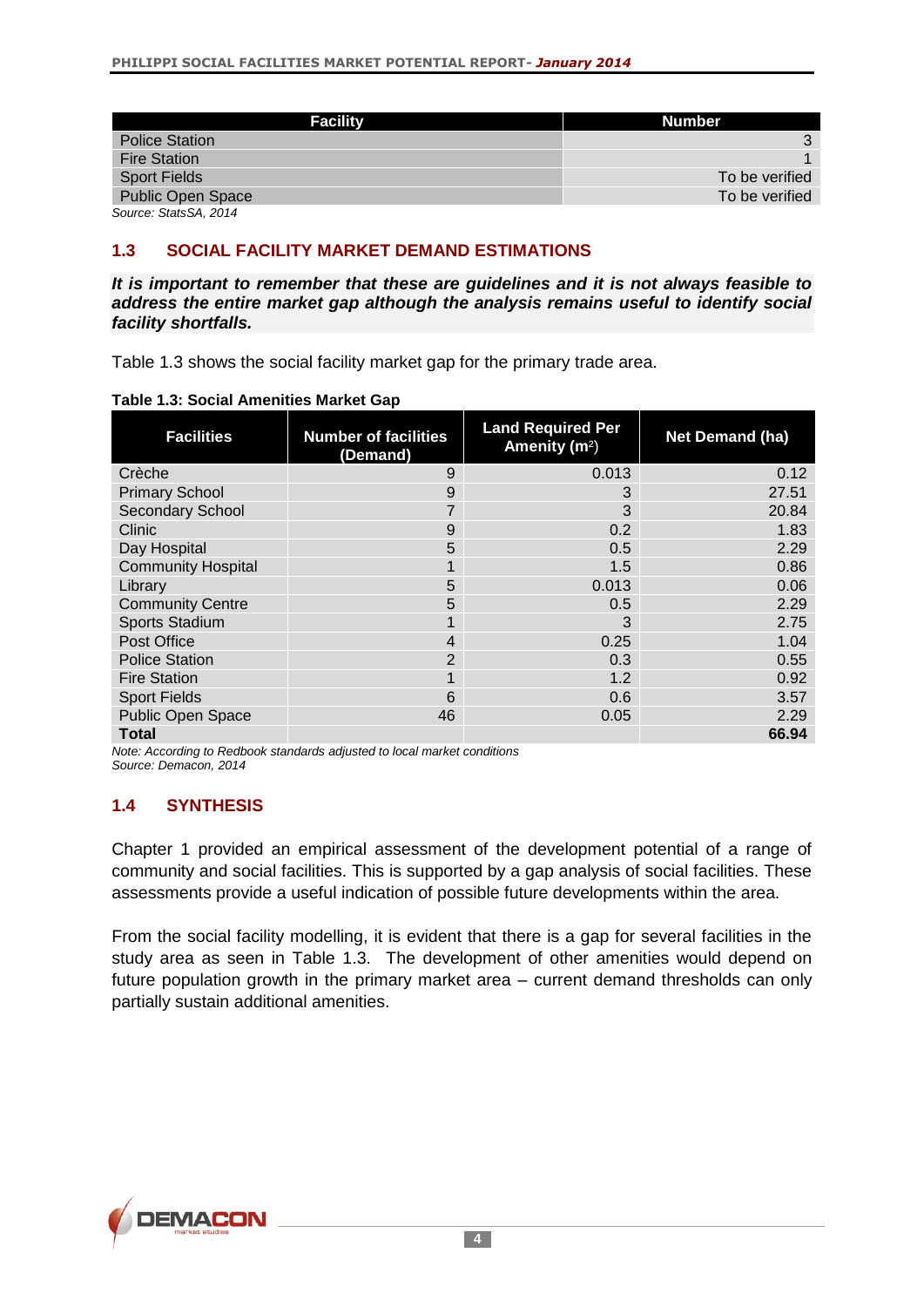| Facility | Number |
| --- | --- |
| Police Station | 3 |
| Fire Station | 1 |
| Sport Fields | To be verified |
| Public Open Space | To be verified |

*Source: StatsSA, 2014*

## 1.3 SOCIAL FACILITY MARKET DEMAND ESTIMATIONS

***It is important to remember that these are guidelines and it is not always feasible to address the entire market gap although the analysis remains useful to identify social facility shortfalls.***

Table 1.3 shows the social facility market gap for the primary trade area.

**Table 1.3: Social Amenities Market Gap**

| Facilities | Number of facilities (Demand) | Land Required Per Amenity ($m^2$) | Net Demand (ha) |
| --- | --- | --- | --- |
| Crèche | 9 | 0.013 | 0.12 |
| Primary School | 9 | 3 | 27.51 |
| Secondary School | 7 | 3 | 20.84 |
| Clinic | 9 | 0.2 | 1.83 |
| Day Hospital | 5 | 0.5 | 2.29 |
| Community Hospital | 1 | 1.5 | 0.86 |
| Library | 5 | 0.013 | 0.06 |
| Community Centre | 5 | 0.5 | 2.29 |
| Sports Stadium | 1 | 3 | 2.75 |
| Post Office | 4 | 0.25 | 1.04 |
| Police Station | 2 | 0.3 | 0.55 |
| Fire Station | 1 | 1.2 | 0.92 |
| Sport Fields | 6 | 0.6 | 3.57 |
| Public Open Space | 46 | 0.05 | 2.29 |
| **Total** | | | **66.94** |

*Note: According to Redbook standards adjusted to local market conditions*
*Source: Demacon, 2014*

## 1.4 SYNTHESIS

Chapter 1 provided an empirical assessment of the development potential of a range of community and social facilities. This is supported by a gap analysis of social facilities. These assessments provide a useful indication of possible future developments within the area.

From the social facility modelling, it is evident that there is a gap for several facilities in the study area as seen in Table 1.3. The development of other amenities would depend on future population growth in the primary market area – current demand thresholds can only partially sustain additional amenities.